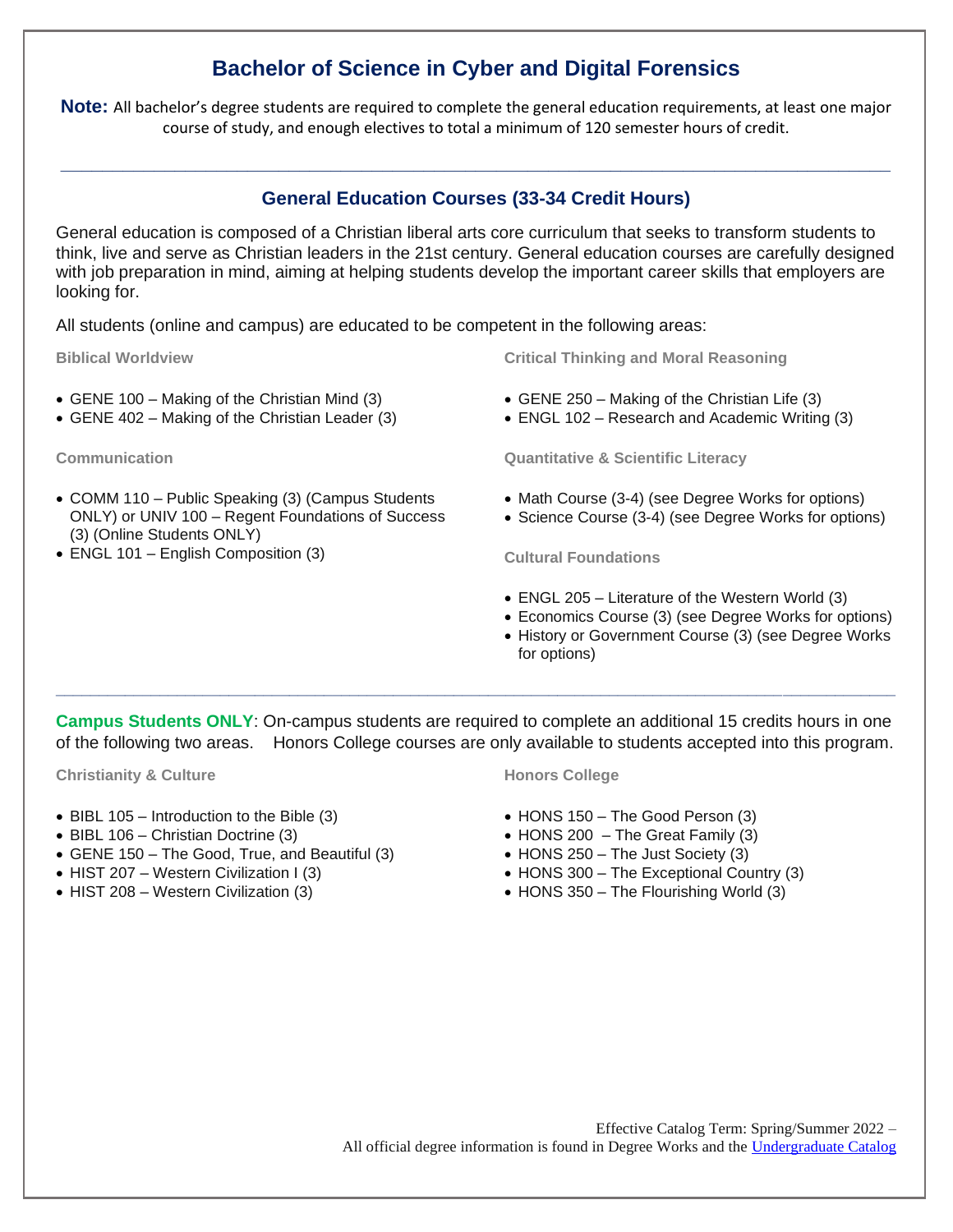# Bachelor of Science in Cyber and Digital Forensics

**Note:** All bachelor's degree students are required to complete the general education requirements, at least one major course of study, and enough electives to total a minimum of 120 semester hours of credit.

---

## General Education Courses (33-34 Credit Hours)

General education is composed of a Christian liberal arts core curriculum that seeks to transform students to think, live and serve as Christian leaders in the 21st century. General education courses are carefully designed with job preparation in mind, aiming at helping students develop the important career skills that employers are looking for.

All students (online and campus) are educated to be competent in the following areas:

### Biblical Worldview

- GENE 100 – Making of the Christian Mind (3)
- GENE 402 – Making of the Christian Leader (3)

### Communication

- COMM 110 – Public Speaking (3) (Campus Students ONLY) or UNIV 100 – Regent Foundations of Success (3) (Online Students ONLY)
- ENGL 101 – English Composition (3)

### Critical Thinking and Moral Reasoning

- GENE 250 – Making of the Christian Life (3)
- ENGL 102 – Research and Academic Writing (3)

### Quantitative & Scientific Literacy

- Math Course (3-4) (see Degree Works for options)
- Science Course (3-4) (see Degree Works for options)

### Cultural Foundations

- ENGL 205 – Literature of the Western World (3)
- Economics Course (3) (see Degree Works for options)
- History or Government Course (3) (see Degree Works for options)

---

**Campus Students ONLY**: On-campus students are required to complete an additional 15 credits hours in one of the following two areas. Honors College courses are only available to students accepted into this program.

### Christianity & Culture

- BIBL 105 – Introduction to the Bible (3)
- BIBL 106 – Christian Doctrine (3)
- GENE 150 – The Good, True, and Beautiful (3)
- HIST 207 – Western Civilization I (3)
- HIST 208 – Western Civilization (3)

### Honors College

- HONS 150 – The Good Person (3)
- HONS 200 – The Great Family (3)
- HONS 250 – The Just Society (3)
- HONS 300 – The Exceptional Country (3)
- HONS 350 – The Flourishing World (3)

Effective Catalog Term: Spring/Summer 2022 –
All official degree information is found in Degree Works and the [Undergraduate Catalog]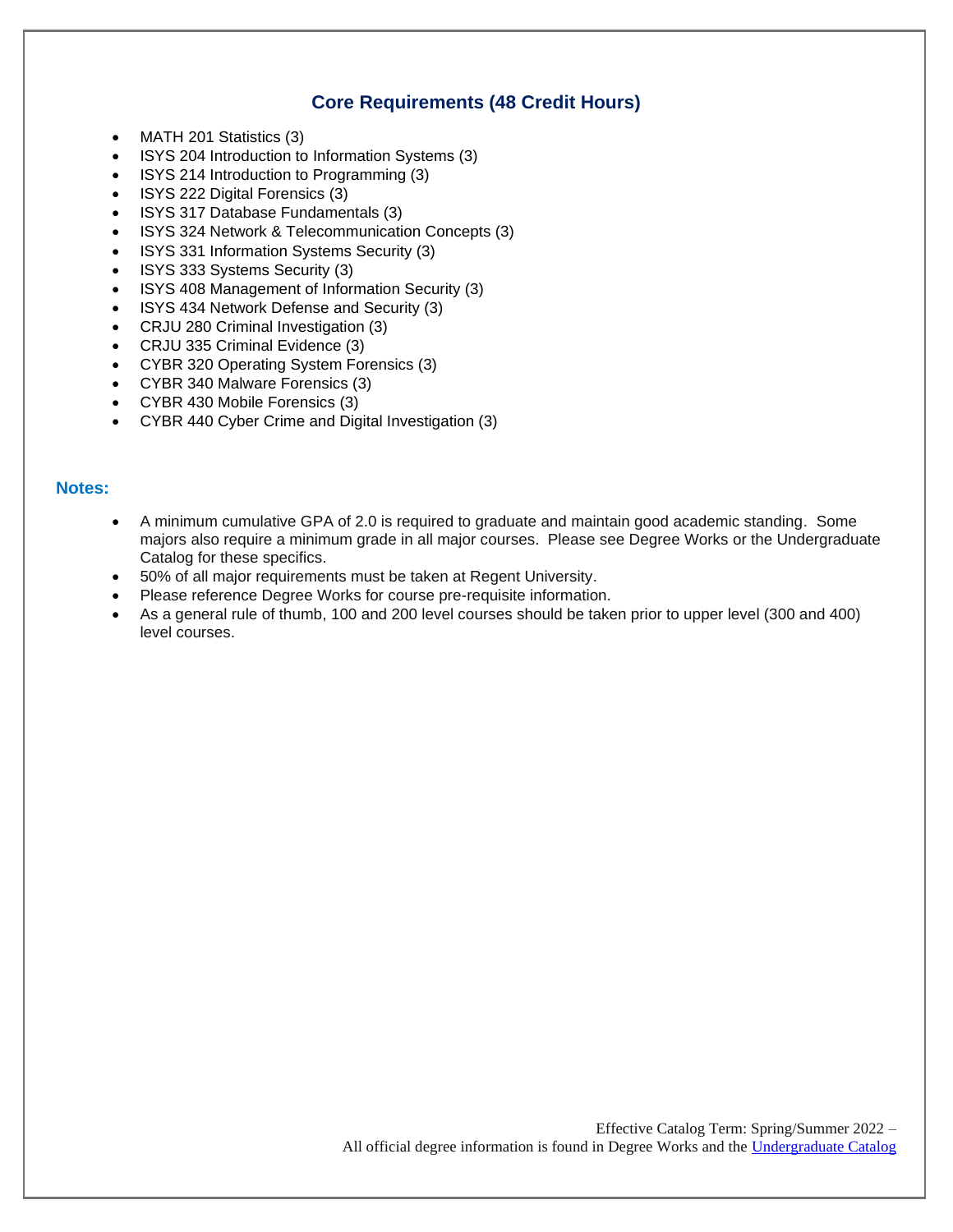## Core Requirements (48 Credit Hours)

- MATH 201 Statistics (3)
- ISYS 204 Introduction to Information Systems (3)
- ISYS 214 Introduction to Programming (3)
- ISYS 222 Digital Forensics (3)
- ISYS 317 Database Fundamentals (3)
- ISYS 324 Network & Telecommunication Concepts (3)
- ISYS 331 Information Systems Security (3)
- ISYS 333 Systems Security (3)
- ISYS 408 Management of Information Security (3)
- ISYS 434 Network Defense and Security (3)
- CRJU 280 Criminal Investigation (3)
- CRJU 335 Criminal Evidence (3)
- CYBR 320 Operating System Forensics (3)
- CYBR 340 Malware Forensics (3)
- CYBR 430 Mobile Forensics (3)
- CYBR 440 Cyber Crime and Digital Investigation (3)

### Notes:

- A minimum cumulative GPA of 2.0 is required to graduate and maintain good academic standing. Some majors also require a minimum grade in all major courses. Please see Degree Works or the Undergraduate Catalog for these specifics.
- 50% of all major requirements must be taken at Regent University.
- Please reference Degree Works for course pre-requisite information.
- As a general rule of thumb, 100 and 200 level courses should be taken prior to upper level (300 and 400) level courses.

Effective Catalog Term: Spring/Summer 2022 –
All official degree information is found in Degree Works and the Undergraduate Catalog